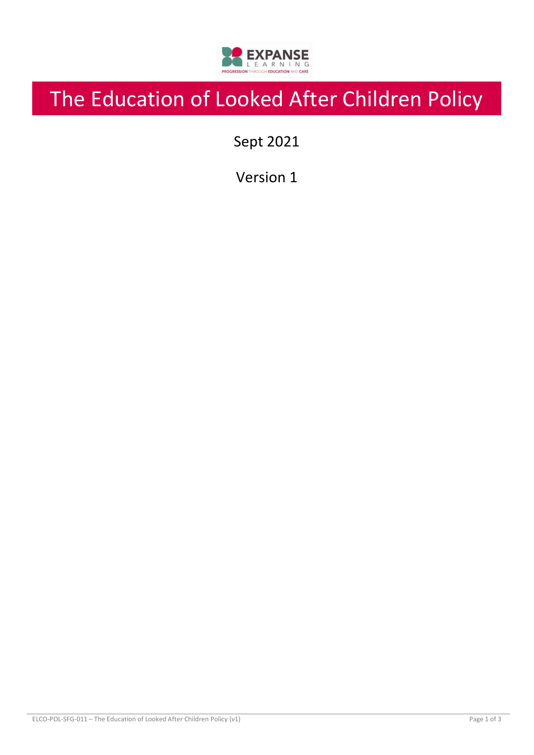# The Education of Looked After Children Policy

Sept 2021

Version 1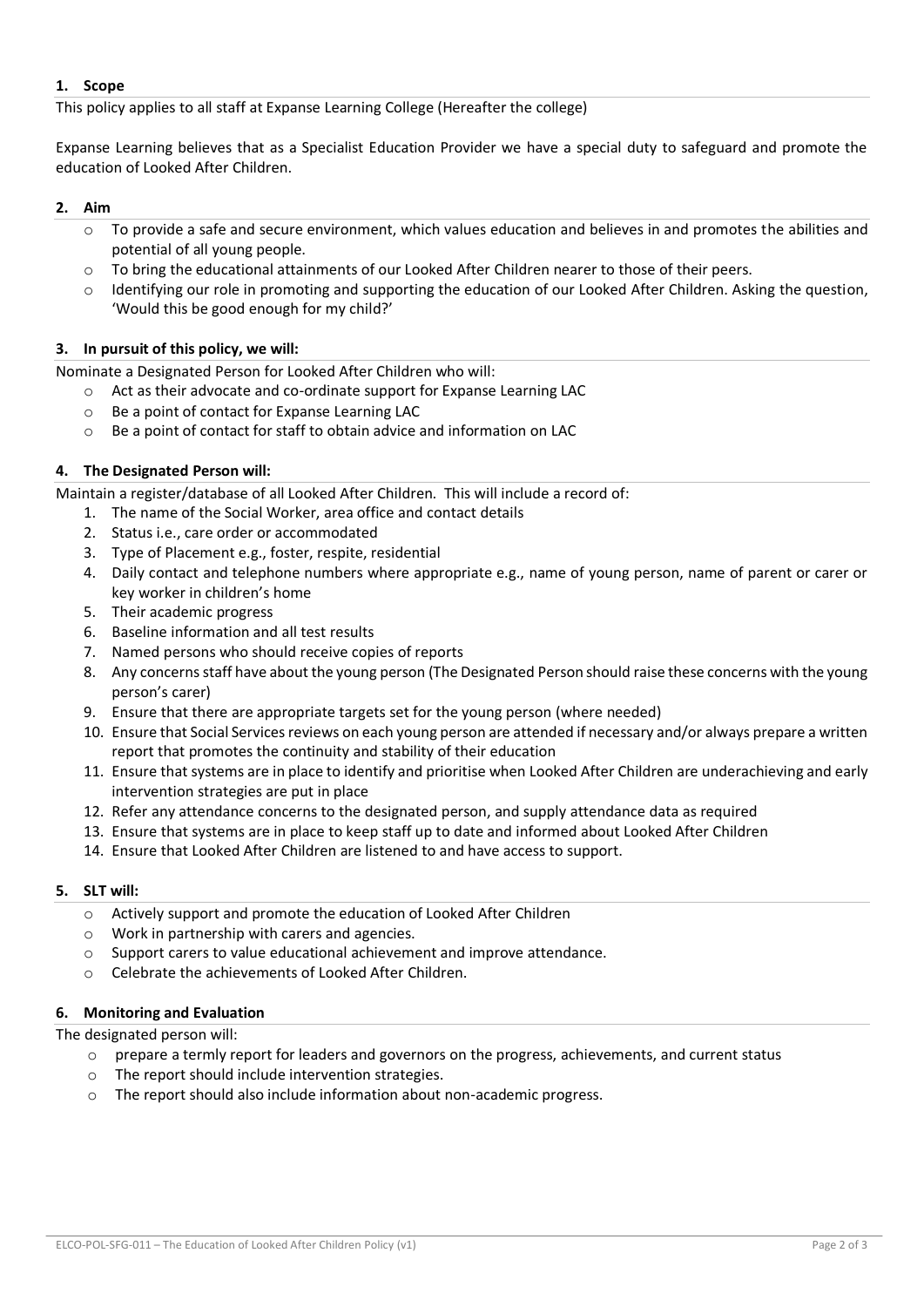## 1. Scope

This policy applies to all staff at Expanse Learning College (Hereafter the college)

Expanse Learning believes that as a Specialist Education Provider we have a special duty to safeguard and promote the education of Looked After Children.

## 2. Aim

- To provide a safe and secure environment, which values education and believes in and promotes the abilities and potential of all young people.
- To bring the educational attainments of our Looked After Children nearer to those of their peers.
- Identifying our role in promoting and supporting the education of our Looked After Children. Asking the question, 'Would this be good enough for my child?'

## 3. In pursuit of this policy, we will:

Nominate a Designated Person for Looked After Children who will:

- Act as their advocate and co-ordinate support for Expanse Learning LAC
- Be a point of contact for Expanse Learning LAC
- Be a point of contact for staff to obtain advice and information on LAC

## 4. The Designated Person will:

Maintain a register/database of all Looked After Children. This will include a record of:

1. The name of the Social Worker, area office and contact details
2. Status i.e., care order or accommodated
3. Type of Placement e.g., foster, respite, residential
4. Daily contact and telephone numbers where appropriate e.g., name of young person, name of parent or carer or key worker in children's home
5. Their academic progress
6. Baseline information and all test results
7. Named persons who should receive copies of reports
8. Any concerns staff have about the young person (The Designated Person should raise these concerns with the young person's carer)
9. Ensure that there are appropriate targets set for the young person (where needed)
10. Ensure that Social Services reviews on each young person are attended if necessary and/or always prepare a written report that promotes the continuity and stability of their education
11. Ensure that systems are in place to identify and prioritise when Looked After Children are underachieving and early intervention strategies are put in place
12. Refer any attendance concerns to the designated person, and supply attendance data as required
13. Ensure that systems are in place to keep staff up to date and informed about Looked After Children
14. Ensure that Looked After Children are listened to and have access to support.

## 5. SLT will:

- Actively support and promote the education of Looked After Children
- Work in partnership with carers and agencies.
- Support carers to value educational achievement and improve attendance.
- Celebrate the achievements of Looked After Children.

## 6. Monitoring and Evaluation

The designated person will:

- prepare a termly report for leaders and governors on the progress, achievements, and current status
- The report should include intervention strategies.
- The report should also include information about non-academic progress.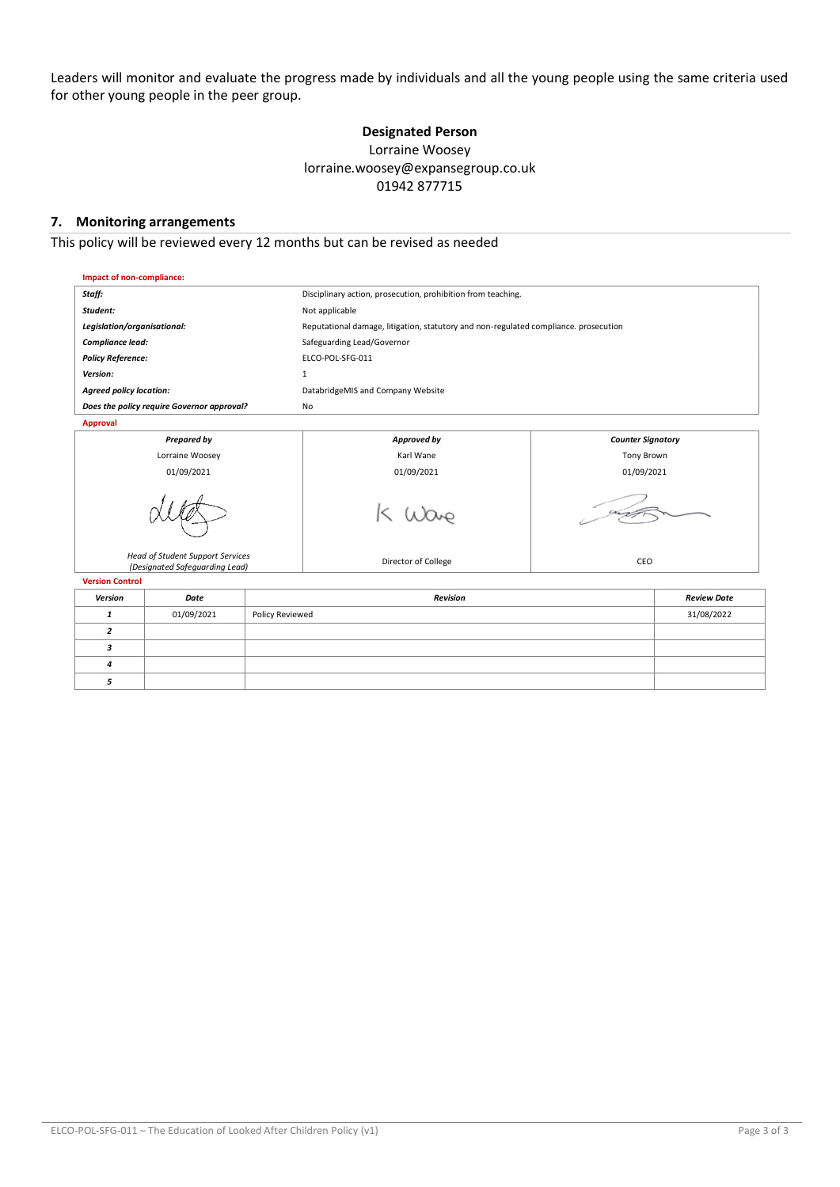Leaders will monitor and evaluate the progress made by individuals and all the young people using the same criteria used for other young people in the peer group.

**Designated Person**
Lorraine Woosey
lorraine.woosey@expansegroup.co.uk
01942 877715

## 7. Monitoring arrangements

This policy will be reviewed every 12 months but can be revised as needed

**Impact of non-compliance:**

| | |
|---|---|
| ***Staff:*** | Disciplinary action, prosecution, prohibition from teaching. |
| ***Student:*** | Not applicable |
| ***Legislation/organisational:*** | Reputational damage, litigation, statutory and non-regulated compliance. prosecution |
| ***Compliance lead:*** | Safeguarding Lead/Governor |
| ***Policy Reference:*** | ELCO-POL-SFG-011 |
| ***Version:*** | 1 |
| ***Agreed policy location:*** | DatabridgeMIS and Company Website |
| ***Does the policy require Governor approval?*** | No |

**Approval**

| ***Prepared by*** | ***Approved by*** | ***Counter Signatory*** |
|---|---|---|
| Lorraine Woosey | Karl Wane | Tony Brown |
| 01/09/2021 | 01/09/2021 | 01/09/2021 |
| *Head of Student Support Services (Designated Safeguarding Lead)* | Director of College | CEO |

**Version Control**

| ***Version*** | ***Date*** | ***Revision*** | ***Review Date*** |
|---|---|---|---|
| ***1*** | 01/09/2021 | Policy Reviewed | 31/08/2022 |
| ***2*** | | | |
| ***3*** | | | |
| ***4*** | | | |
| ***5*** | | | |